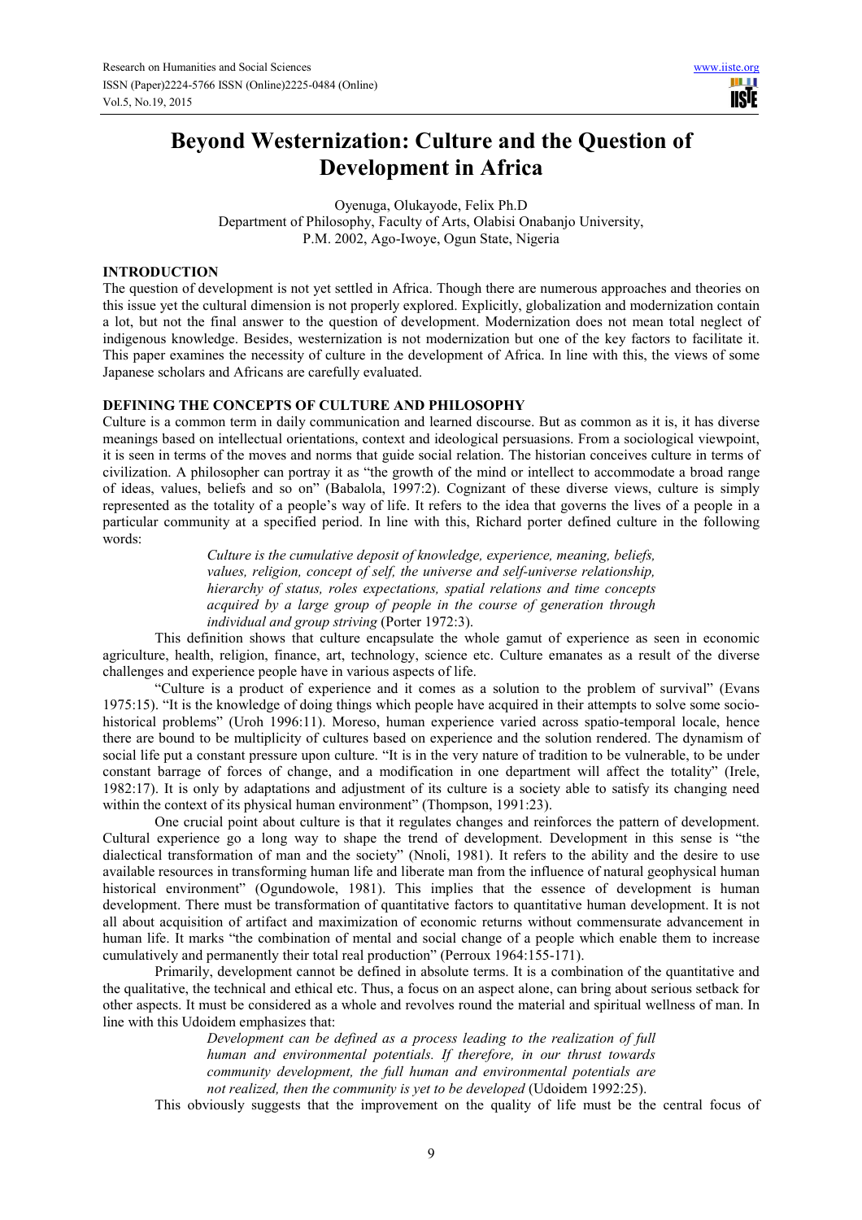# Beyond Westernization: Culture and the Question of Development in Africa

Oyenuga, Olukayode, Felix Ph.D
Department of Philosophy, Faculty of Arts, Olabisi Onabanjo University,
P.M. 2002, Ago-Iwoye, Ogun State, Nigeria

## INTRODUCTION

The question of development is not yet settled in Africa. Though there are numerous approaches and theories on this issue yet the cultural dimension is not properly explored. Explicitly, globalization and modernization contain a lot, but not the final answer to the question of development. Modernization does not mean total neglect of indigenous knowledge. Besides, westernization is not modernization but one of the key factors to facilitate it. This paper examines the necessity of culture in the development of Africa. In line with this, the views of some Japanese scholars and Africans are carefully evaluated.

## DEFINING THE CONCEPTS OF CULTURE AND PHILOSOPHY

Culture is a common term in daily communication and learned discourse. But as common as it is, it has diverse meanings based on intellectual orientations, context and ideological persuasions. From a sociological viewpoint, it is seen in terms of the moves and norms that guide social relation. The historian conceives culture in terms of civilization. A philosopher can portray it as "the growth of the mind or intellect to accommodate a broad range of ideas, values, beliefs and so on" (Babalola, 1997:2). Cognizant of these diverse views, culture is simply represented as the totality of a people's way of life. It refers to the idea that governs the lives of a people in a particular community at a specified period. In line with this, Richard porter defined culture in the following words:

> *Culture is the cumulative deposit of knowledge, experience, meaning, beliefs, values, religion, concept of self, the universe and self-universe relationship, hierarchy of status, roles expectations, spatial relations and time concepts acquired by a large group of people in the course of generation through individual and group striving* (Porter 1972:3).

This definition shows that culture encapsulate the whole gamut of experience as seen in economic agriculture, health, religion, finance, art, technology, science etc. Culture emanates as a result of the diverse challenges and experience people have in various aspects of life.

"Culture is a product of experience and it comes as a solution to the problem of survival" (Evans 1975:15). "It is the knowledge of doing things which people have acquired in their attempts to solve some socio-historical problems" (Uroh 1996:11). Moreso, human experience varied across spatio-temporal locale, hence there are bound to be multiplicity of cultures based on experience and the solution rendered. The dynamism of social life put a constant pressure upon culture. "It is in the very nature of tradition to be vulnerable, to be under constant barrage of forces of change, and a modification in one department will affect the totality" (Irele, 1982:17). It is only by adaptations and adjustment of its culture is a society able to satisfy its changing need within the context of its physical human environment" (Thompson, 1991:23).

One crucial point about culture is that it regulates changes and reinforces the pattern of development. Cultural experience go a long way to shape the trend of development. Development in this sense is "the dialectical transformation of man and the society" (Nnoli, 1981). It refers to the ability and the desire to use available resources in transforming human life and liberate man from the influence of natural geophysical human historical environment" (Ogundowole, 1981). This implies that the essence of development is human development. There must be transformation of quantitative factors to quantitative human development. It is not all about acquisition of artifact and maximization of economic returns without commensurate advancement in human life. It marks "the combination of mental and social change of a people which enable them to increase cumulatively and permanently their total real production" (Perroux 1964:155-171).

Primarily, development cannot be defined in absolute terms. It is a combination of the quantitative and the qualitative, the technical and ethical etc. Thus, a focus on an aspect alone, can bring about serious setback for other aspects. It must be considered as a whole and revolves round the material and spiritual wellness of man. In line with this Udoidem emphasizes that:

> *Development can be defined as a process leading to the realization of full human and environmental potentials. If therefore, in our thrust towards community development, the full human and environmental potentials are not realized, then the community is yet to be developed* (Udoidem 1992:25).

This obviously suggests that the improvement on the quality of life must be the central focus of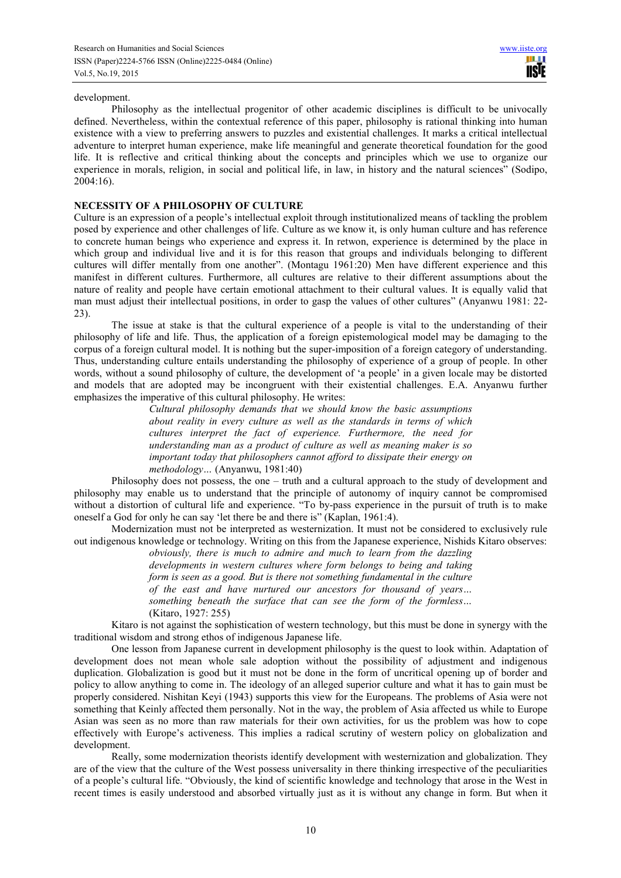development.

Philosophy as the intellectual progenitor of other academic disciplines is difficult to be univocally defined. Nevertheless, within the contextual reference of this paper, philosophy is rational thinking into human existence with a view to preferring answers to puzzles and existential challenges. It marks a critical intellectual adventure to interpret human experience, make life meaningful and generate theoretical foundation for the good life. It is reflective and critical thinking about the concepts and principles which we use to organize our experience in morals, religion, in social and political life, in law, in history and the natural sciences" (Sodipo, 2004:16).

**NECESSITY OF A PHILOSOPHY OF CULTURE**

Culture is an expression of a people's intellectual exploit through institutionalized means of tackling the problem posed by experience and other challenges of life. Culture as we know it, is only human culture and has reference to concrete human beings who experience and express it. In retwon, experience is determined by the place in which group and individual live and it is for this reason that groups and individuals belonging to different cultures will differ mentally from one another". (Montagu 1961:20) Men have different experience and this manifest in different cultures. Furthermore, all cultures are relative to their different assumptions about the nature of reality and people have certain emotional attachment to their cultural values. It is equally valid that man must adjust their intellectual positions, in order to gasp the values of other cultures" (Anyanwu 1981: 22-23).

The issue at stake is that the cultural experience of a people is vital to the understanding of their philosophy of life and life. Thus, the application of a foreign epistemological model may be damaging to the corpus of a foreign cultural model. It is nothing but the super-imposition of a foreign category of understanding. Thus, understanding culture entails understanding the philosophy of experience of a group of people. In other words, without a sound philosophy of culture, the development of 'a people' in a given locale may be distorted and models that are adopted may be incongruent with their existential challenges. E.A. Anyanwu further emphasizes the imperative of this cultural philosophy. He writes:

> *Cultural philosophy demands that we should know the basic assumptions about reality in every culture as well as the standards in terms of which cultures interpret the fact of experience. Furthermore, the need for understanding man as a product of culture as well as meaning maker is so important today that philosophers cannot afford to dissipate their energy on methodology…* (Anyanwu, 1981:40)

Philosophy does not possess, the one – truth and a cultural approach to the study of development and philosophy may enable us to understand that the principle of autonomy of inquiry cannot be compromised without a distortion of cultural life and experience. "To by-pass experience in the pursuit of truth is to make oneself a God for only he can say 'let there be and there is" (Kaplan, 1961:4).

Modernization must not be interpreted as westernization. It must not be considered to exclusively rule out indigenous knowledge or technology. Writing on this from the Japanese experience, Nishids Kitaro observes:

> *obviously, there is much to admire and much to learn from the dazzling developments in western cultures where form belongs to being and taking form is seen as a good. But is there not something fundamental in the culture of the east and have nurtured our ancestors for thousand of years… something beneath the surface that can see the form of the formless…* (Kitaro, 1927: 255)

Kitaro is not against the sophistication of western technology, but this must be done in synergy with the traditional wisdom and strong ethos of indigenous Japanese life.

One lesson from Japanese current in development philosophy is the quest to look within. Adaptation of development does not mean whole sale adoption without the possibility of adjustment and indigenous duplication. Globalization is good but it must not be done in the form of uncritical opening up of border and policy to allow anything to come in. The ideology of an alleged superior culture and what it has to gain must be properly considered. Nishitan Keyi (1943) supports this view for the Europeans. The problems of Asia were not something that Keinly affected them personally. Not in the way, the problem of Asia affected us while to Europe Asian was seen as no more than raw materials for their own activities, for us the problem was how to cope effectively with Europe's activeness. This implies a radical scrutiny of western policy on globalization and development.

Really, some modernization theorists identify development with westernization and globalization. They are of the view that the culture of the West possess universality in there thinking irrespective of the peculiarities of a people's cultural life. "Obviously, the kind of scientific knowledge and technology that arose in the West in recent times is easily understood and absorbed virtually just as it is without any change in form. But when it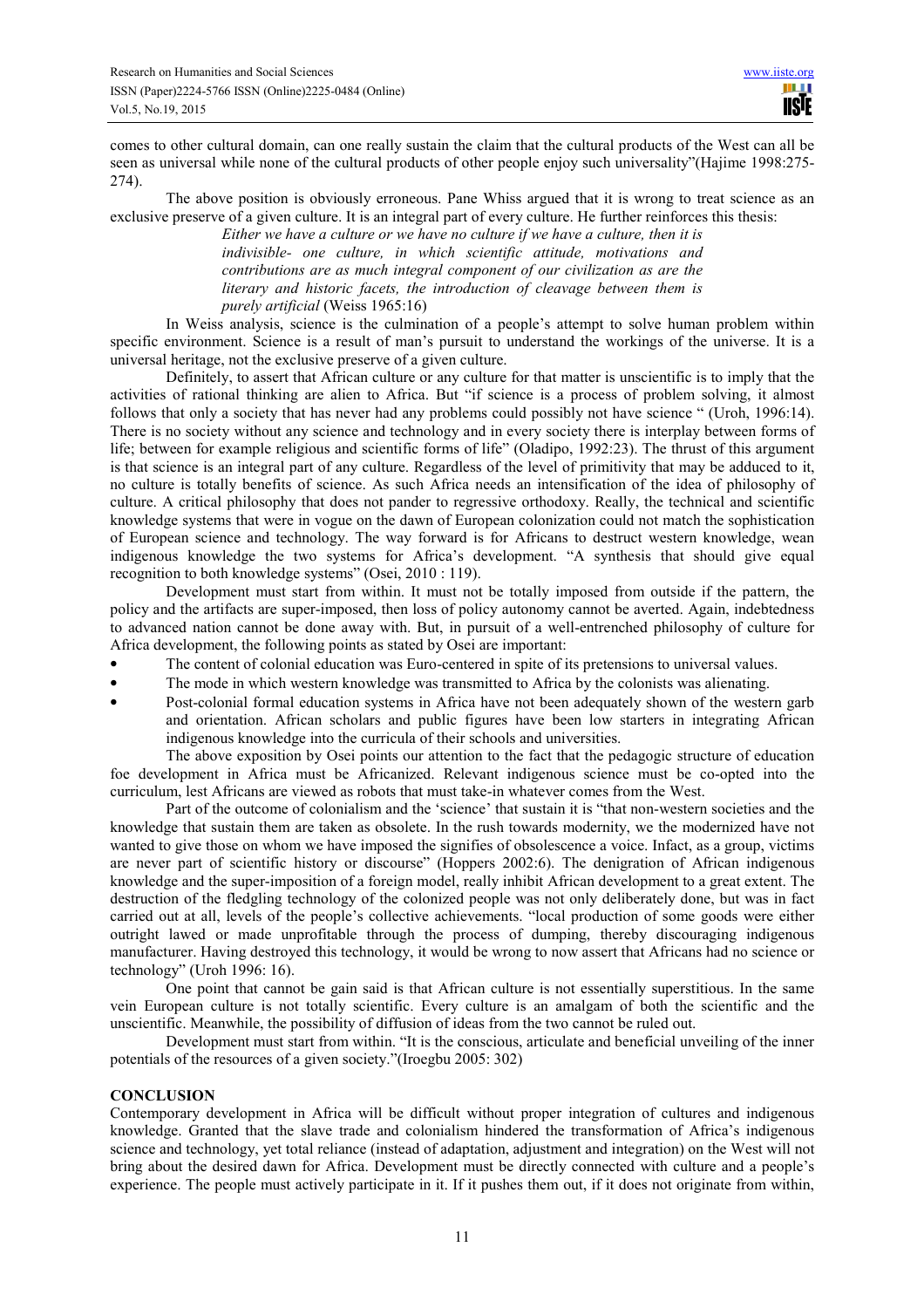comes to other cultural domain, can one really sustain the claim that the cultural products of the West can all be seen as universal while none of the cultural products of other people enjoy such universality"(Hajime 1998:275-274).

The above position is obviously erroneous. Pane Whiss argued that it is wrong to treat science as an exclusive preserve of a given culture. It is an integral part of every culture. He further reinforces this thesis:

> *Either we have a culture or we have no culture if we have a culture, then it is indivisible- one culture, in which scientific attitude, motivations and contributions are as much integral component of our civilization as are the literary and historic facets, the introduction of cleavage between them is purely artificial* (Weiss 1965:16)

In Weiss analysis, science is the culmination of a people's attempt to solve human problem within specific environment. Science is a result of man's pursuit to understand the workings of the universe. It is a universal heritage, not the exclusive preserve of a given culture.

Definitely, to assert that African culture or any culture for that matter is unscientific is to imply that the activities of rational thinking are alien to Africa. But "if science is a process of problem solving, it almost follows that only a society that has never had any problems could possibly not have science " (Uroh, 1996:14). There is no society without any science and technology and in every society there is interplay between forms of life; between for example religious and scientific forms of life" (Oladipo, 1992:23). The thrust of this argument is that science is an integral part of any culture. Regardless of the level of primitivity that may be adduced to it, no culture is totally benefits of science. As such Africa needs an intensification of the idea of philosophy of culture. A critical philosophy that does not pander to regressive orthodoxy. Really, the technical and scientific knowledge systems that were in vogue on the dawn of European colonization could not match the sophistication of European science and technology. The way forward is for Africans to destruct western knowledge, wean indigenous knowledge the two systems for Africa's development. "A synthesis that should give equal recognition to both knowledge systems" (Osei, 2010 : 119).

Development must start from within. It must not be totally imposed from outside if the pattern, the policy and the artifacts are super-imposed, then loss of policy autonomy cannot be averted. Again, indebtedness to advanced nation cannot be done away with. But, in pursuit of a well-entrenched philosophy of culture for Africa development, the following points as stated by Osei are important:

- The content of colonial education was Euro-centered in spite of its pretensions to universal values.
- The mode in which western knowledge was transmitted to Africa by the colonists was alienating.
- Post-colonial formal education systems in Africa have not been adequately shown of the western garb and orientation. African scholars and public figures have been low starters in integrating African indigenous knowledge into the curricula of their schools and universities.

The above exposition by Osei points our attention to the fact that the pedagogic structure of education foe development in Africa must be Africanized. Relevant indigenous science must be co-opted into the curriculum, lest Africans are viewed as robots that must take-in whatever comes from the West.

Part of the outcome of colonialism and the 'science' that sustain it is "that non-western societies and the knowledge that sustain them are taken as obsolete. In the rush towards modernity, we the modernized have not wanted to give those on whom we have imposed the signifies of obsolescence a voice. Infact, as a group, victims are never part of scientific history or discourse" (Hoppers 2002:6). The denigration of African indigenous knowledge and the super-imposition of a foreign model, really inhibit African development to a great extent. The destruction of the fledgling technology of the colonized people was not only deliberately done, but was in fact carried out at all, levels of the people's collective achievements. "local production of some goods were either outright lawed or made unprofitable through the process of dumping, thereby discouraging indigenous manufacturer. Having destroyed this technology, it would be wrong to now assert that Africans had no science or technology" (Uroh 1996: 16).

One point that cannot be gain said is that African culture is not essentially superstitious. In the same vein European culture is not totally scientific. Every culture is an amalgam of both the scientific and the unscientific. Meanwhile, the possibility of diffusion of ideas from the two cannot be ruled out.

Development must start from within. "It is the conscious, articulate and beneficial unveiling of the inner potentials of the resources of a given society."(Iroegbu 2005: 302)

## CONCLUSION

Contemporary development in Africa will be difficult without proper integration of cultures and indigenous knowledge. Granted that the slave trade and colonialism hindered the transformation of Africa's indigenous science and technology, yet total reliance (instead of adaptation, adjustment and integration) on the West will not bring about the desired dawn for Africa. Development must be directly connected with culture and a people's experience. The people must actively participate in it. If it pushes them out, if it does not originate from within,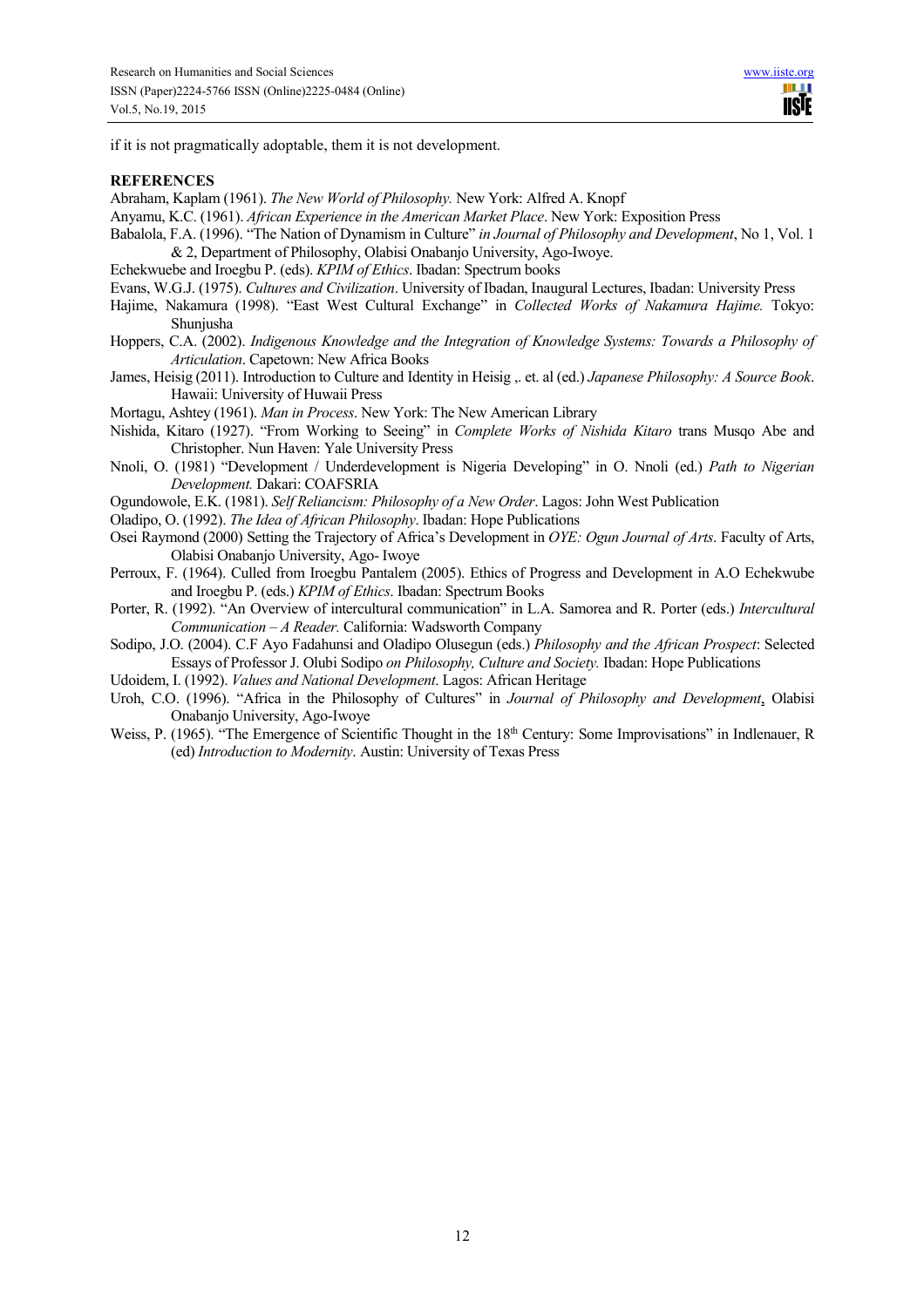if it is not pragmatically adoptable, them it is not development.

**REFERENCES**

Abraham, Kaplam (1961). *The New World of Philosophy.* New York: Alfred A. Knopf

Anyamu, K.C. (1961). *African Experience in the American Market Place*. New York: Exposition Press

Babalola, F.A. (1996). "The Nation of Dynamism in Culture" *in Journal of Philosophy and Development*, No 1, Vol. 1 & 2, Department of Philosophy, Olabisi Onabanjo University, Ago-Iwoye.

Echekwuebe and Iroegbu P. (eds). *KPIM of Ethics*. Ibadan: Spectrum books

Evans, W.G.J. (1975). *Cultures and Civilization*. University of Ibadan, Inaugural Lectures, Ibadan: University Press

Hajime, Nakamura (1998). "East West Cultural Exchange" in *Collected Works of Nakamura Hajime.* Tokyo: Shunjusha

Hoppers, C.A. (2002). *Indigenous Knowledge and the Integration of Knowledge Systems: Towards a Philosophy of Articulation*. Capetown: New Africa Books

James, Heisig (2011). Introduction to Culture and Identity in Heisig ,. et. al (ed.) *Japanese Philosophy: A Source Book*. Hawaii: University of Huwaii Press

Mortagu, Ashtey (1961). *Man in Process*. New York: The New American Library

Nishida, Kitaro (1927). "From Working to Seeing" in *Complete Works of Nishida Kitaro* trans Musqo Abe and Christopher. Nun Haven: Yale University Press

Nnoli, O. (1981) "Development / Underdevelopment is Nigeria Developing" in O. Nnoli (ed.) *Path to Nigerian Development.* Dakari: COAFSRIA

Ogundowole, E.K. (1981). *Self Reliancism: Philosophy of a New Order*. Lagos: John West Publication

Oladipo, O. (1992). *The Idea of African Philosophy*. Ibadan: Hope Publications

Osei Raymond (2000) Setting the Trajectory of Africa's Development in *OYE: Ogun Journal of Arts*. Faculty of Arts, Olabisi Onabanjo University, Ago- Iwoye

Perroux, F. (1964). Culled from Iroegbu Pantalem (2005). Ethics of Progress and Development in A.O Echekwube and Iroegbu P. (eds.) *KPIM of Ethics*. Ibadan: Spectrum Books

Porter, R. (1992). "An Overview of intercultural communication" in L.A. Samorea and R. Porter (eds.) *Intercultural Communication – A Reader.* California: Wadsworth Company

Sodipo, J.O. (2004). C.F Ayo Fadahunsi and Oladipo Olusegun (eds.) *Philosophy and the African Prospect*: Selected Essays of Professor J. Olubi Sodipo *on Philosophy, Culture and Society.* Ibadan: Hope Publications

Udoidem, I. (1992). *Values and National Development*. Lagos: African Heritage

Uroh, C.O. (1996). "Africa in the Philosophy of Cultures" in *Journal of Philosophy and Development*, Olabisi Onabanjo University, Ago-Iwoye

Weiss, P. (1965). "The Emergence of Scientific Thought in the 18th Century: Some Improvisations" in Indlenauer, R (ed) *Introduction to Modernity*. Austin: University of Texas Press